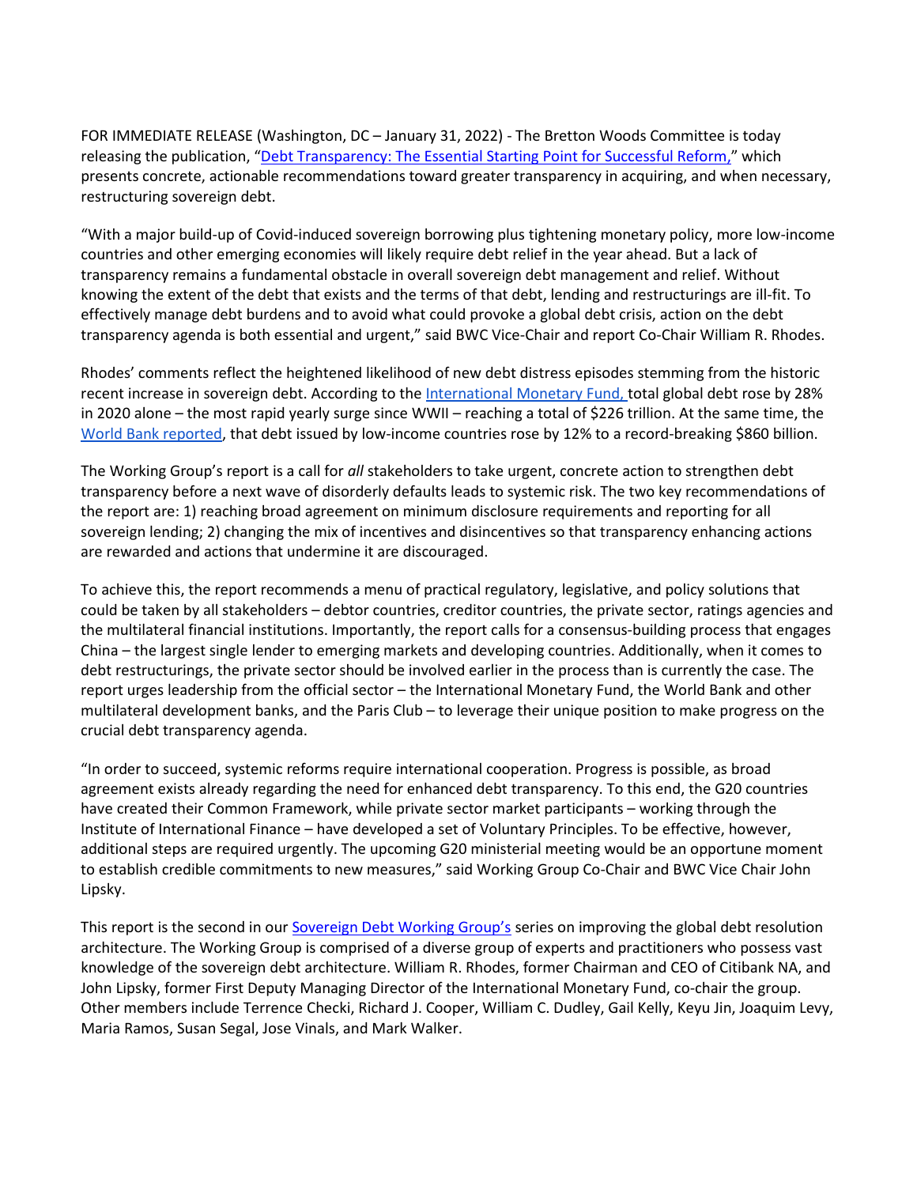FOR IMMEDIATE RELEASE (Washington, DC – January 31, 2022) - The Bretton Woods Committee is today releasing the publication, "Debt Transparency: The Essential Starting Point for Successful Reform," which presents concrete, actionable recommendations toward greater transparency in acquiring, and when necessary, restructuring sovereign debt.

"With a major build-up of Covid-induced sovereign borrowing plus tightening monetary policy, more low-income countries and other emerging economies will likely require debt relief in the year ahead. But a lack of transparency remains a fundamental obstacle in overall sovereign debt management and relief. Without knowing the extent of the debt that exists and the terms of that debt, lending and restructurings are ill-fit. To effectively manage debt burdens and to avoid what could provoke a global debt crisis, action on the debt transparency agenda is both essential and urgent," said BWC Vice-Chair and report Co-Chair William R. Rhodes.

Rhodes' comments reflect the heightened likelihood of new debt distress episodes stemming from the historic recent increase in sovereign debt. According to the International Monetary Fund, total global debt rose by 28% in 2020 alone – the most rapid yearly surge since WWII – reaching a total of $226 trillion. At the same time, the World Bank reported, that debt issued by low-income countries rose by 12% to a record-breaking $860 billion.

The Working Group's report is a call for *all* stakeholders to take urgent, concrete action to strengthen debt transparency before a next wave of disorderly defaults leads to systemic risk. The two key recommendations of the report are: 1) reaching broad agreement on minimum disclosure requirements and reporting for all sovereign lending; 2) changing the mix of incentives and disincentives so that transparency enhancing actions are rewarded and actions that undermine it are discouraged.

To achieve this, the report recommends a menu of practical regulatory, legislative, and policy solutions that could be taken by all stakeholders – debtor countries, creditor countries, the private sector, ratings agencies and the multilateral financial institutions. Importantly, the report calls for a consensus-building process that engages China – the largest single lender to emerging markets and developing countries. Additionally, when it comes to debt restructurings, the private sector should be involved earlier in the process than is currently the case. The report urges leadership from the official sector – the International Monetary Fund, the World Bank and other multilateral development banks, and the Paris Club – to leverage their unique position to make progress on the crucial debt transparency agenda.

"In order to succeed, systemic reforms require international cooperation. Progress is possible, as broad agreement exists already regarding the need for enhanced debt transparency. To this end, the G20 countries have created their Common Framework, while private sector market participants – working through the Institute of International Finance – have developed a set of Voluntary Principles. To be effective, however, additional steps are required urgently. The upcoming G20 ministerial meeting would be an opportune moment to establish credible commitments to new measures," said Working Group Co-Chair and BWC Vice Chair John Lipsky.

This report is the second in our Sovereign Debt Working Group's series on improving the global debt resolution architecture. The Working Group is comprised of a diverse group of experts and practitioners who possess vast knowledge of the sovereign debt architecture. William R. Rhodes, former Chairman and CEO of Citibank NA, and John Lipsky, former First Deputy Managing Director of the International Monetary Fund, co-chair the group. Other members include Terrence Checki, Richard J. Cooper, William C. Dudley, Gail Kelly, Keyu Jin, Joaquim Levy, Maria Ramos, Susan Segal, Jose Vinals, and Mark Walker.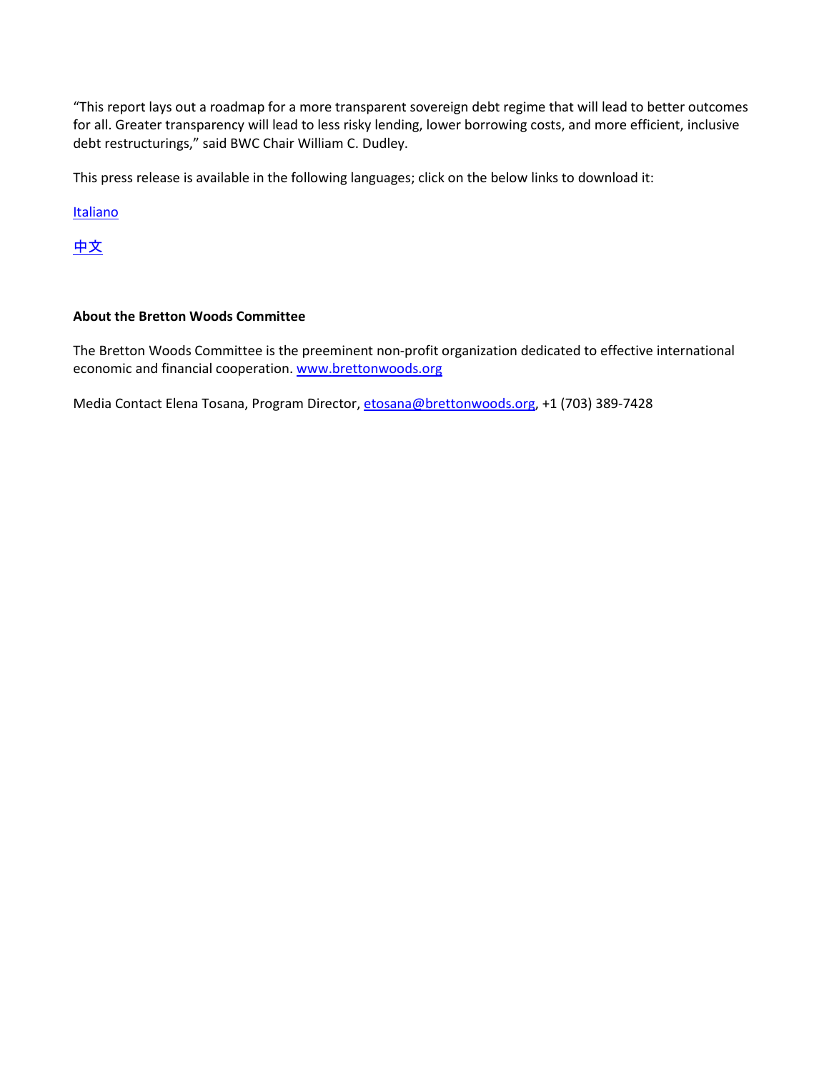"This report lays out a roadmap for a more transparent sovereign debt regime that will lead to better outcomes for all. Greater transparency will lead to less risky lending, lower borrowing costs, and more efficient, inclusive debt restructurings," said BWC Chair William C. Dudley.

This press release is available in the following languages; click on the below links to download it:

Italiano

中文

**About the Bretton Woods Committee**

The Bretton Woods Committee is the preeminent non-profit organization dedicated to effective international economic and financial cooperation. www.brettonwoods.org

Media Contact Elena Tosana, Program Director, etosana@brettonwoods.org, +1 (703) 389-7428